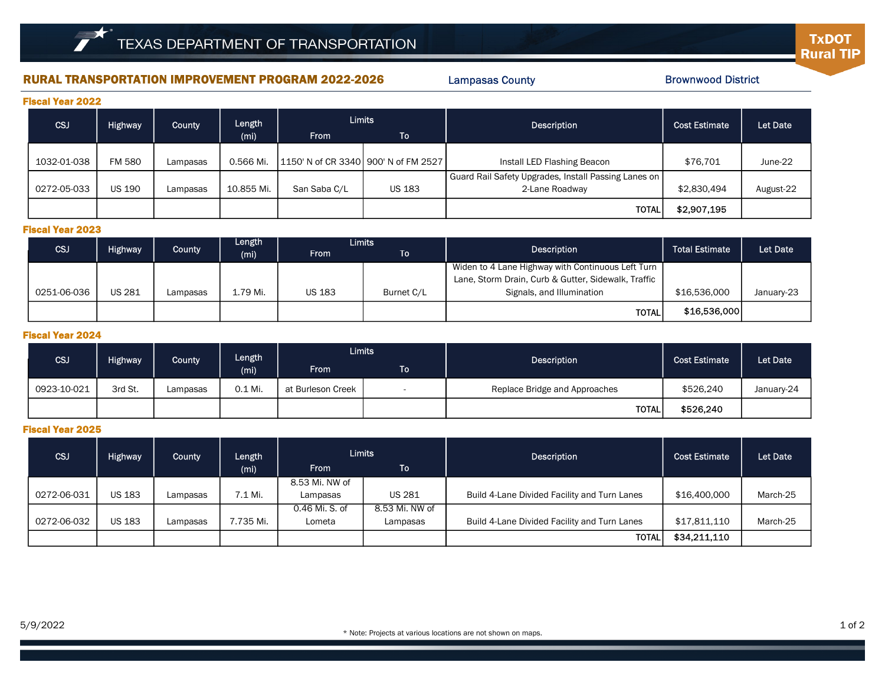# TEXAS DEPARTMENT OF TRANSPORTATION

**TxDOT Rural TIP**

## RURAL TRANSPORTATION IMPROVEMENT PROGRAM 2022-2026

Lampasas County — Brownwood District

### Fiscal Year 2022

| CSJ | Highway | County | Length (mi) | Limits From | Limits To | Description | Cost Estimate | Let Date |
|---|---|---|---|---|---|---|---|---|
| 1032-01-038 | FM 580 | Lampasas | 0.566 Mi. | 1150' N of CR 3340 | 900' N of FM 2527 | Install LED Flashing Beacon | $76,701 | June-22 |
| 0272-05-033 | US 190 | Lampasas | 10.855 Mi. | San Saba C/L | US 183 | Guard Rail Safety Upgrades, Install Passing Lanes on 2-Lane Roadway | $2,830,494 | August-22 |
| | | | | | | TOTAL | $2,907,195 | |

### Fiscal Year 2023

| CSJ | Highway | County | Length (mi) | Limits From | Limits To | Description | Total Estimate | Let Date |
|---|---|---|---|---|---|---|---|---|
| 0251-06-036 | US 281 | Lampasas | 1.79 Mi. | US 183 | Burnet C/L | Widen to 4 Lane Highway with Continuous Left Turn Lane, Storm Drain, Curb & Gutter, Sidewalk, Traffic Signals, and Illumination | $16,536,000 | January-23 |
| | | | | | | TOTAL | $16,536,000 | |

### Fiscal Year 2024

| CSJ | Highway | County | Length (mi) | Limits From | Limits To | Description | Cost Estimate | Let Date |
|---|---|---|---|---|---|---|---|---|
| 0923-10-021 | 3rd St. | Lampasas | 0.1 Mi. | at Burleson Creek | - | Replace Bridge and Approaches | $526,240 | January-24 |
| | | | | | | TOTAL | $526,240 | |

### Fiscal Year 2025

| CSJ | Highway | County | Length (mi) | Limits From | Limits To | Description | Cost Estimate | Let Date |
|---|---|---|---|---|---|---|---|---|
| 0272-06-031 | US 183 | Lampasas | 7.1 Mi. | 8.53 Mi. NW of Lampasas | US 281 | Build 4-Lane Divided Facility and Turn Lanes | $16,400,000 | March-25 |
| 0272-06-032 | US 183 | Lampasas | 7.735 Mi. | 0.46 Mi. S. of Lometa | 8.53 Mi. NW of Lampasas | Build 4-Lane Divided Facility and Turn Lanes | $17,811,110 | March-25 |
| | | | | | | TOTAL | $34,211,110 | |

5/9/2022

* Note: Projects at various locations are not shown on maps.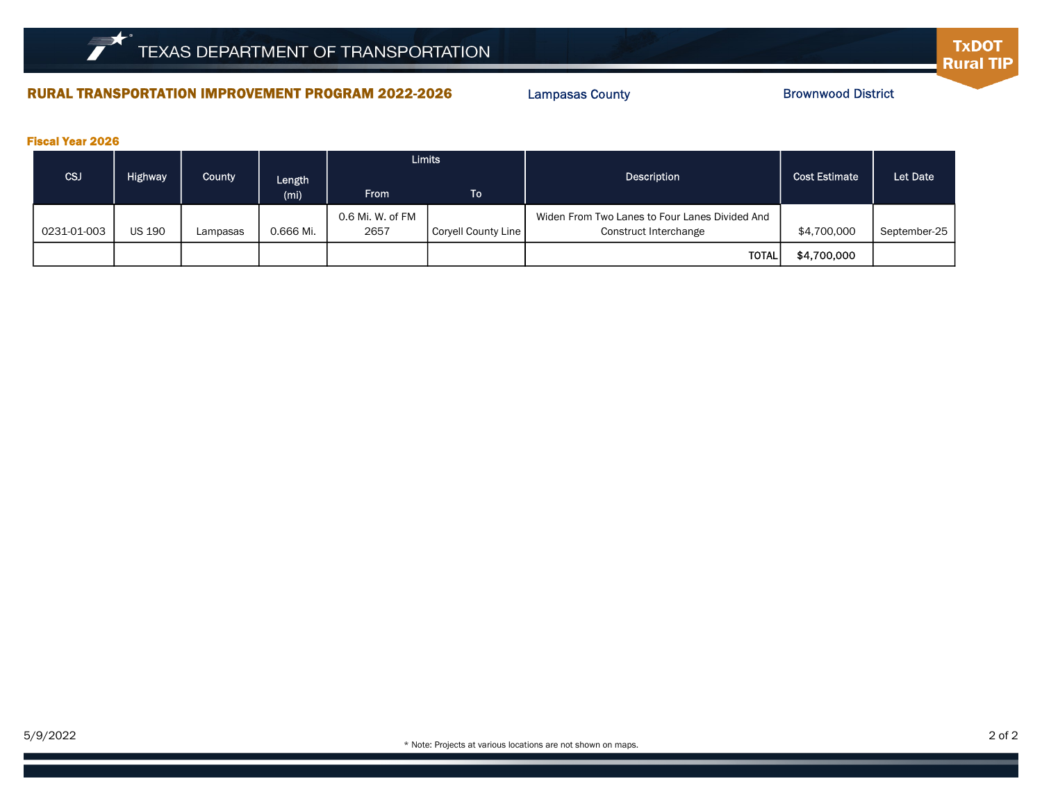**RURAL TRANSPORTATION IMPROVEMENT PROGRAM 2022-2026** Lampasas County Brownwood District

TxDOT Rural TIP

### Fiscal Year 2026

| CSJ | Highway | County | Length (mi) | Limits | | Description | Cost Estimate | Let Date |
|---|---|---|---|---|---|---|---|---|
| | | | | From | To | | | |
| 0231-01-003 | US 190 | Lampasas | 0.666 Mi. | 0.6 Mi. W. of FM 2657 | Coryell County Line | Widen From Two Lanes to Four Lanes Divided And Construct Interchange | $4,700,000 | September-25 |
| | | | | | | TOTAL | $4,700,000 | |

5/9/2022

\* Note: Projects at various locations are not shown on maps.